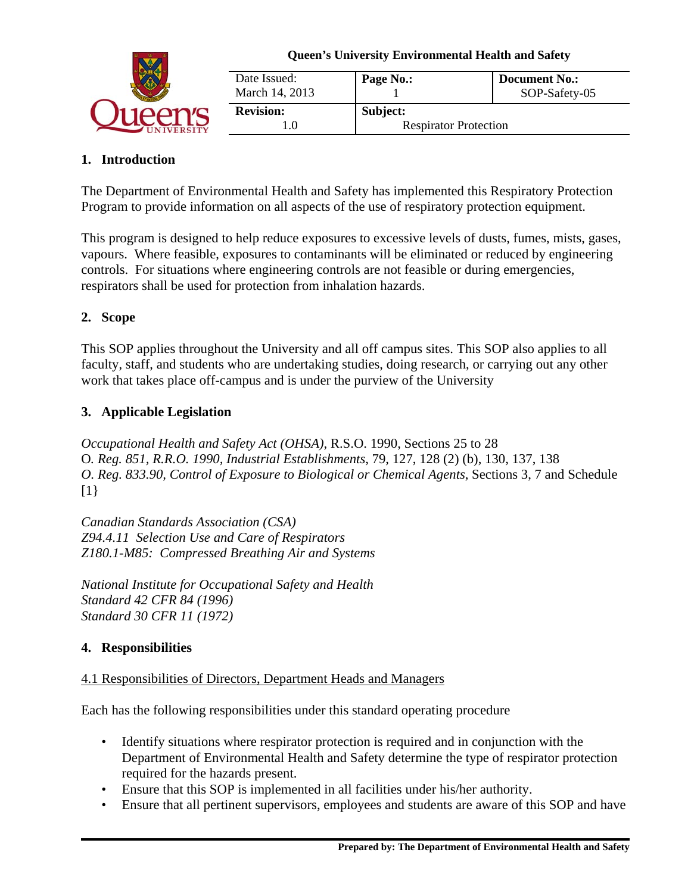**Queen's University Environmental Health and Safety**

| Date Issued: March 14, 2013 | Page No.: 1 | Document No.: SOP-Safety-05 |
| --- | --- | --- |
| **Revision:** 1.0 | **Subject:** Respirator Protection | |

## 1. Introduction

The Department of Environmental Health and Safety has implemented this Respiratory Protection Program to provide information on all aspects of the use of respiratory protection equipment.

This program is designed to help reduce exposures to excessive levels of dusts, fumes, mists, gases, vapours. Where feasible, exposures to contaminants will be eliminated or reduced by engineering controls. For situations where engineering controls are not feasible or during emergencies, respirators shall be used for protection from inhalation hazards.

## 2. Scope

This SOP applies throughout the University and all off campus sites. This SOP also applies to all faculty, staff, and students who are undertaking studies, doing research, or carrying out any other work that takes place off-campus and is under the purview of the University

## 3. Applicable Legislation

*Occupational Health and Safety Act (OHSA)*, R.S.O. 1990, Sections 25 to 28
O. *Reg. 851, R.R.O. 1990, Industrial Establishments*, 79, 127, 128 (2) (b), 130, 137, 138
*O. Reg. 833.90, Control of Exposure to Biological or Chemical Agents*, Sections 3, 7 and Schedule [1}

*Canadian Standards Association (CSA)*
*Z94.4.11 Selection Use and Care of Respirators*
*Z180.1-M85: Compressed Breathing Air and Systems*

*National Institute for Occupational Safety and Health*
*Standard 42 CFR 84 (1996)*
*Standard 30 CFR 11 (1972)*

## 4. Responsibilities

### 4.1 Responsibilities of Directors, Department Heads and Managers

Each has the following responsibilities under this standard operating procedure

- Identify situations where respirator protection is required and in conjunction with the Department of Environmental Health and Safety determine the type of respirator protection required for the hazards present.
- Ensure that this SOP is implemented in all facilities under his/her authority.
- Ensure that all pertinent supervisors, employees and students are aware of this SOP and have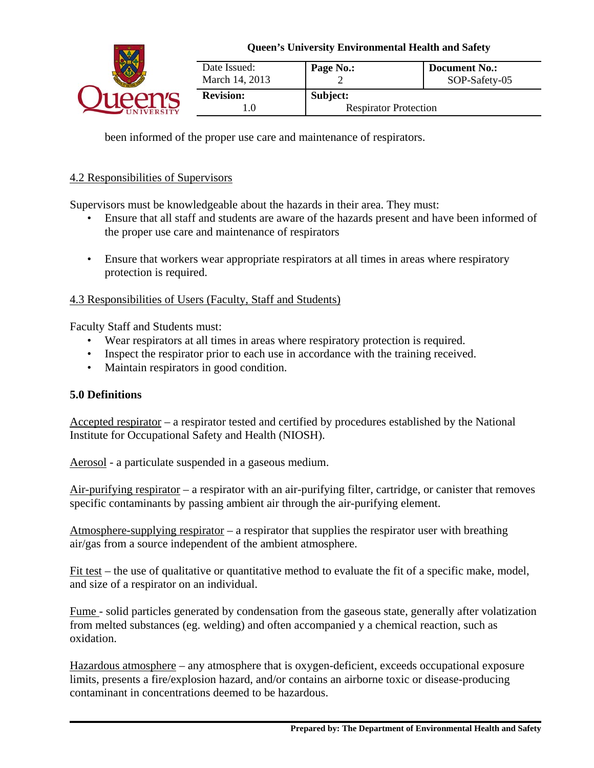been informed of the proper use care and maintenance of respirators.

4.2 Responsibilities of Supervisors

Supervisors must be knowledgeable about the hazards in their area. They must:

- Ensure that all staff and students are aware of the hazards present and have been informed of the proper use care and maintenance of respirators

- Ensure that workers wear appropriate respirators at all times in areas where respiratory protection is required.

4.3 Responsibilities of Users (Faculty, Staff and Students)

Faculty Staff and Students must:

- Wear respirators at all times in areas where respiratory protection is required.
- Inspect the respirator prior to each use in accordance with the training received.
- Maintain respirators in good condition.

## 5.0 Definitions

Accepted respirator – a respirator tested and certified by procedures established by the National Institute for Occupational Safety and Health (NIOSH).

Aerosol - a particulate suspended in a gaseous medium.

Air-purifying respirator – a respirator with an air-purifying filter, cartridge, or canister that removes specific contaminants by passing ambient air through the air-purifying element.

Atmosphere-supplying respirator – a respirator that supplies the respirator user with breathing air/gas from a source independent of the ambient atmosphere.

Fit test – the use of qualitative or quantitative method to evaluate the fit of a specific make, model, and size of a respirator on an individual.

Fume - solid particles generated by condensation from the gaseous state, generally after volatization from melted substances (eg. welding) and often accompanied y a chemical reaction, such as oxidation.

Hazardous atmosphere – any atmosphere that is oxygen-deficient, exceeds occupational exposure limits, presents a fire/explosion hazard, and/or contains an airborne toxic or disease-producing contaminant in concentrations deemed to be hazardous.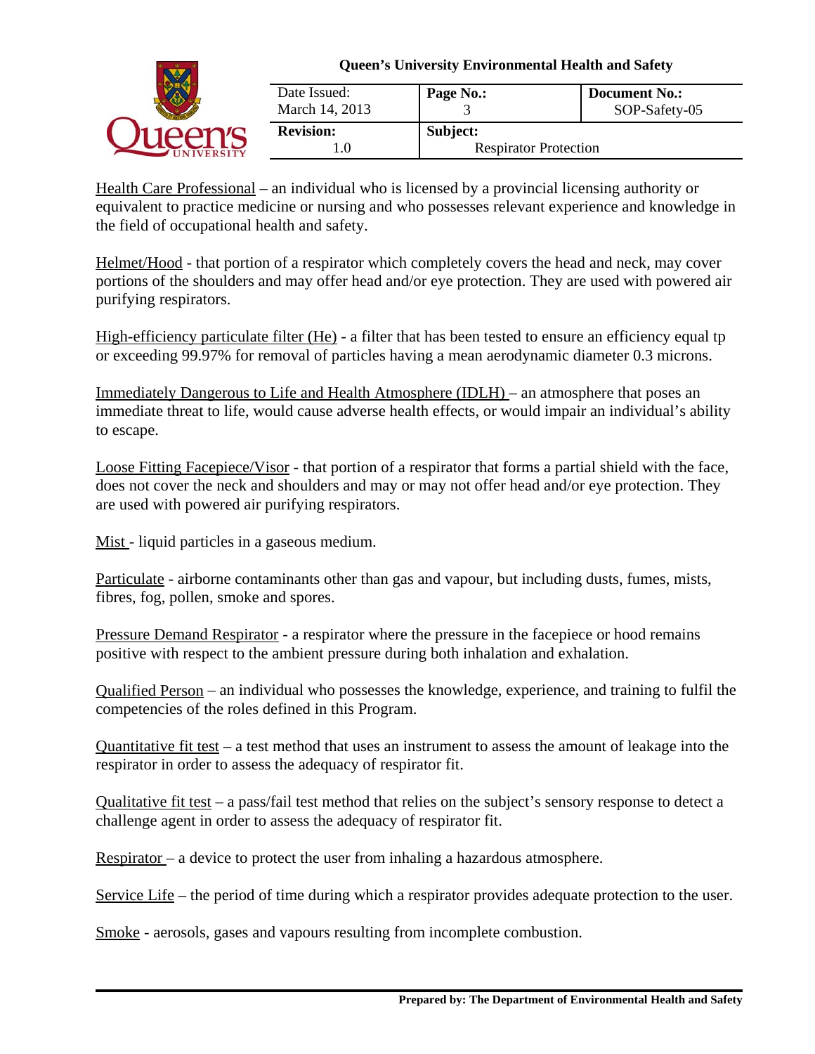Health Care Professional – an individual who is licensed by a provincial licensing authority or equivalent to practice medicine or nursing and who possesses relevant experience and knowledge in the field of occupational health and safety.

Helmet/Hood - that portion of a respirator which completely covers the head and neck, may cover portions of the shoulders and may offer head and/or eye protection. They are used with powered air purifying respirators.

High-efficiency particulate filter (He) - a filter that has been tested to ensure an efficiency equal tp or exceeding 99.97% for removal of particles having a mean aerodynamic diameter 0.3 microns.

Immediately Dangerous to Life and Health Atmosphere (IDLH) – an atmosphere that poses an immediate threat to life, would cause adverse health effects, or would impair an individual's ability to escape.

Loose Fitting Facepiece/Visor - that portion of a respirator that forms a partial shield with the face, does not cover the neck and shoulders and may or may not offer head and/or eye protection. They are used with powered air purifying respirators.

Mist - liquid particles in a gaseous medium.

Particulate - airborne contaminants other than gas and vapour, but including dusts, fumes, mists, fibres, fog, pollen, smoke and spores.

Pressure Demand Respirator - a respirator where the pressure in the facepiece or hood remains positive with respect to the ambient pressure during both inhalation and exhalation.

Qualified Person – an individual who possesses the knowledge, experience, and training to fulfil the competencies of the roles defined in this Program.

Quantitative fit test – a test method that uses an instrument to assess the amount of leakage into the respirator in order to assess the adequacy of respirator fit.

Qualitative fit test – a pass/fail test method that relies on the subject's sensory response to detect a challenge agent in order to assess the adequacy of respirator fit.

Respirator – a device to protect the user from inhaling a hazardous atmosphere.

Service Life – the period of time during which a respirator provides adequate protection to the user.

Smoke - aerosols, gases and vapours resulting from incomplete combustion.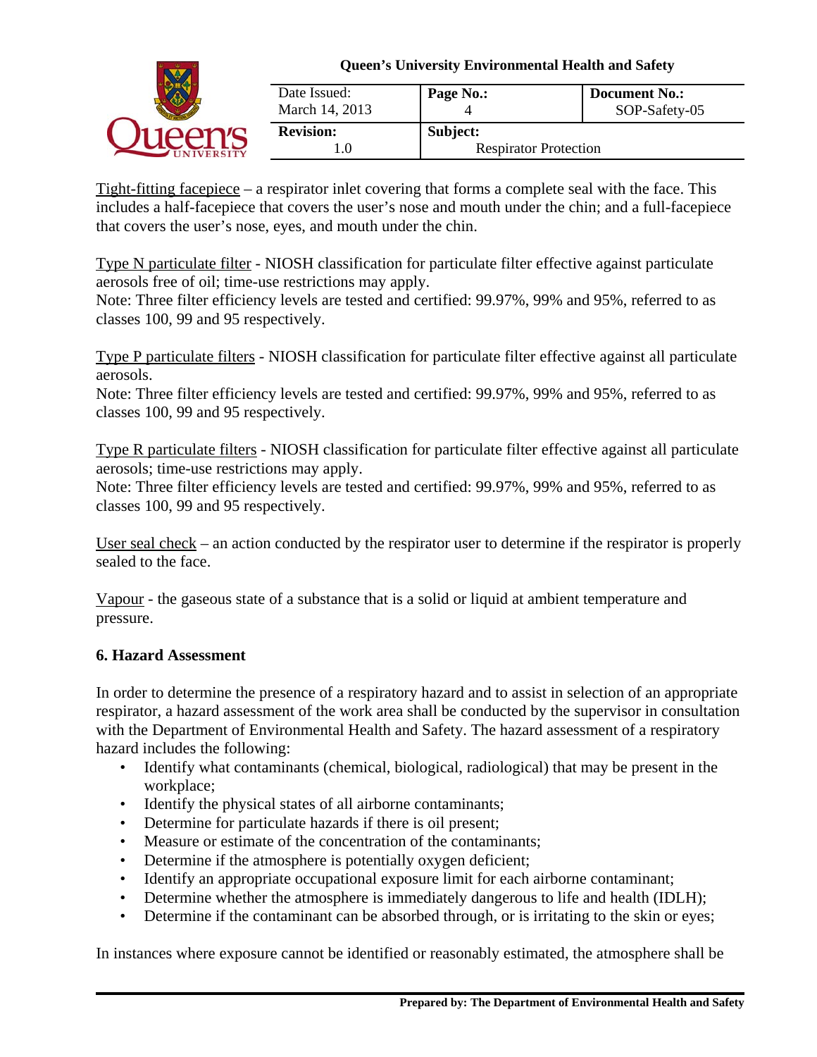Tight-fitting facepiece – a respirator inlet covering that forms a complete seal with the face. This includes a half-facepiece that covers the user's nose and mouth under the chin; and a full-facepiece that covers the user's nose, eyes, and mouth under the chin.

Type N particulate filter - NIOSH classification for particulate filter effective against particulate aerosols free of oil; time-use restrictions may apply.
Note: Three filter efficiency levels are tested and certified: 99.97%, 99% and 95%, referred to as classes 100, 99 and 95 respectively.

Type P particulate filters - NIOSH classification for particulate filter effective against all particulate aerosols.
Note: Three filter efficiency levels are tested and certified: 99.97%, 99% and 95%, referred to as classes 100, 99 and 95 respectively.

Type R particulate filters - NIOSH classification for particulate filter effective against all particulate aerosols; time-use restrictions may apply.
Note: Three filter efficiency levels are tested and certified: 99.97%, 99% and 95%, referred to as classes 100, 99 and 95 respectively.

User seal check – an action conducted by the respirator user to determine if the respirator is properly sealed to the face.

Vapour - the gaseous state of a substance that is a solid or liquid at ambient temperature and pressure.

## 6. Hazard Assessment

In order to determine the presence of a respiratory hazard and to assist in selection of an appropriate respirator, a hazard assessment of the work area shall be conducted by the supervisor in consultation with the Department of Environmental Health and Safety. The hazard assessment of a respiratory hazard includes the following:

- Identify what contaminants (chemical, biological, radiological) that may be present in the workplace;
- Identify the physical states of all airborne contaminants;
- Determine for particulate hazards if there is oil present;
- Measure or estimate of the concentration of the contaminants;
- Determine if the atmosphere is potentially oxygen deficient;
- Identify an appropriate occupational exposure limit for each airborne contaminant;
- Determine whether the atmosphere is immediately dangerous to life and health (IDLH);
- Determine if the contaminant can be absorbed through, or is irritating to the skin or eyes;

In instances where exposure cannot be identified or reasonably estimated, the atmosphere shall be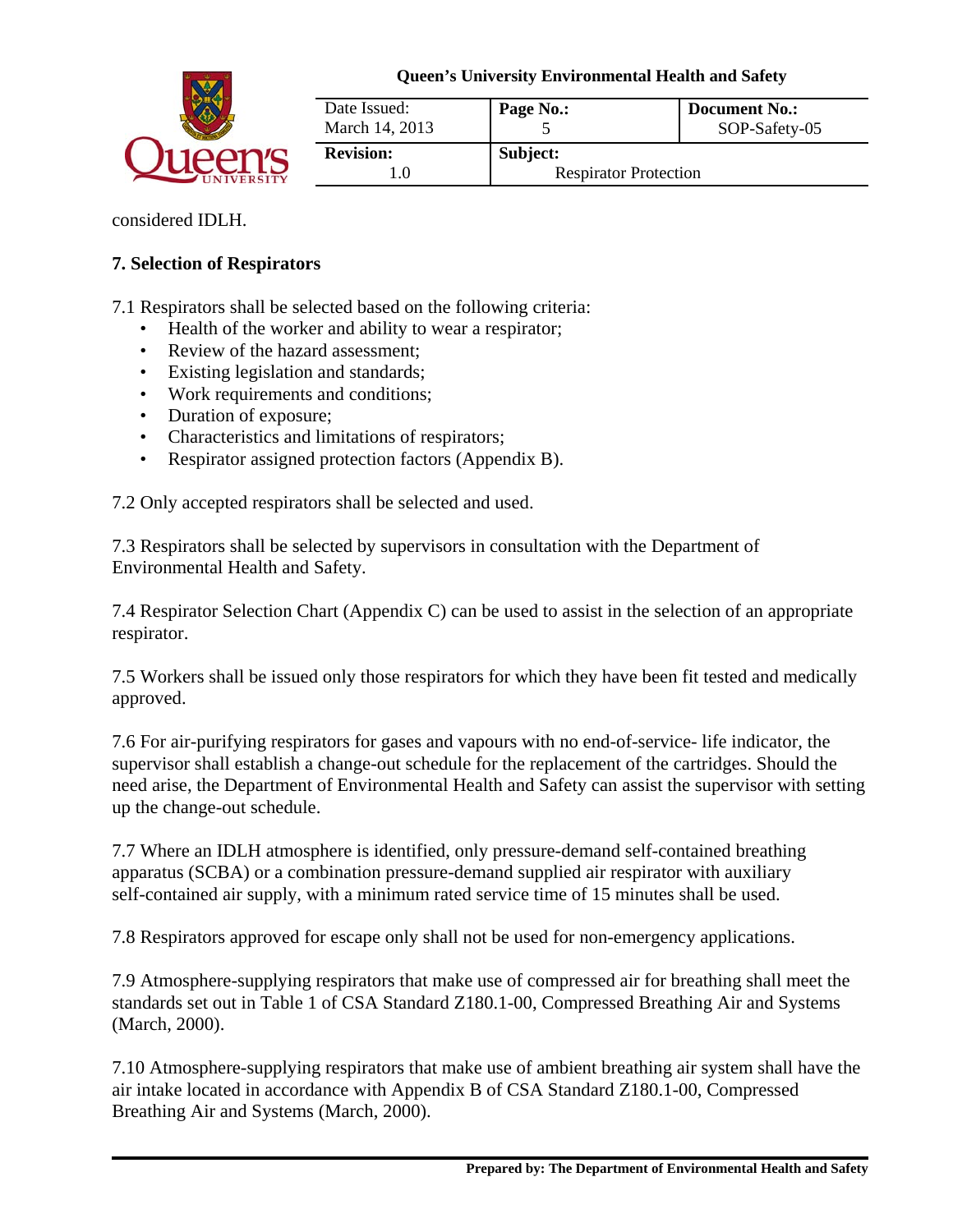considered IDLH.

## 7. Selection of Respirators

7.1 Respirators shall be selected based on the following criteria:

- Health of the worker and ability to wear a respirator;
- Review of the hazard assessment;
- Existing legislation and standards;
- Work requirements and conditions;
- Duration of exposure;
- Characteristics and limitations of respirators;
- Respirator assigned protection factors (Appendix B).

7.2 Only accepted respirators shall be selected and used.

7.3 Respirators shall be selected by supervisors in consultation with the Department of Environmental Health and Safety.

7.4 Respirator Selection Chart (Appendix C) can be used to assist in the selection of an appropriate respirator.

7.5 Workers shall be issued only those respirators for which they have been fit tested and medically approved.

7.6 For air-purifying respirators for gases and vapours with no end-of-service- life indicator, the supervisor shall establish a change-out schedule for the replacement of the cartridges. Should the need arise, the Department of Environmental Health and Safety can assist the supervisor with setting up the change-out schedule.

7.7 Where an IDLH atmosphere is identified, only pressure-demand self-contained breathing apparatus (SCBA) or a combination pressure-demand supplied air respirator with auxiliary self-contained air supply, with a minimum rated service time of 15 minutes shall be used.

7.8 Respirators approved for escape only shall not be used for non-emergency applications.

7.9 Atmosphere-supplying respirators that make use of compressed air for breathing shall meet the standards set out in Table 1 of CSA Standard Z180.1-00, Compressed Breathing Air and Systems (March, 2000).

7.10 Atmosphere-supplying respirators that make use of ambient breathing air system shall have the air intake located in accordance with Appendix B of CSA Standard Z180.1-00, Compressed Breathing Air and Systems (March, 2000).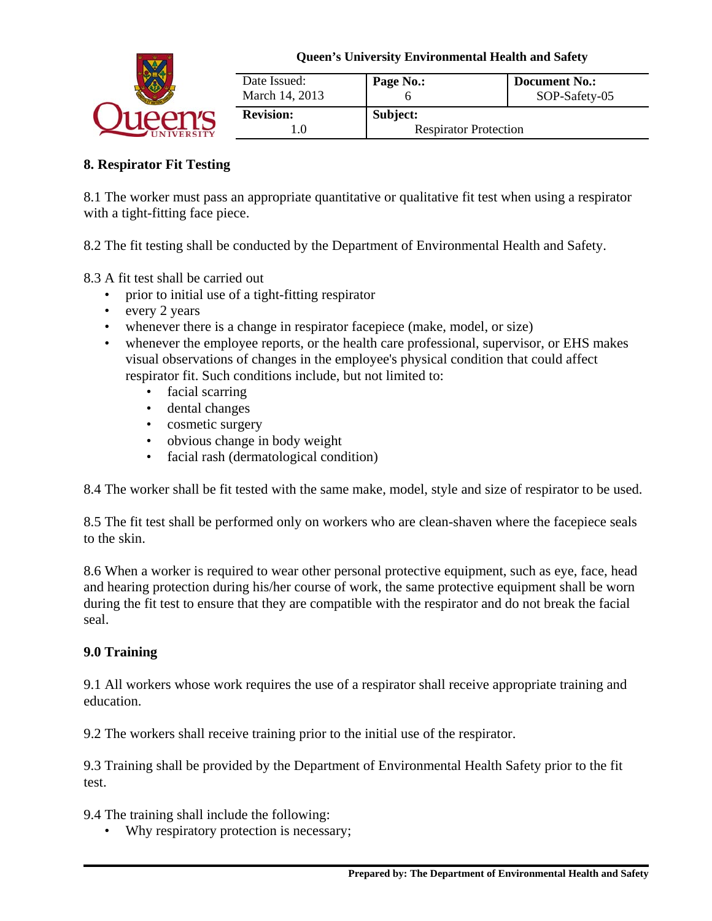## 8. Respirator Fit Testing

8.1 The worker must pass an appropriate quantitative or qualitative fit test when using a respirator with a tight-fitting face piece.

8.2 The fit testing shall be conducted by the Department of Environmental Health and Safety.

8.3 A fit test shall be carried out

- prior to initial use of a tight-fitting respirator
- every 2 years
- whenever there is a change in respirator facepiece (make, model, or size)
- whenever the employee reports, or the health care professional, supervisor, or EHS makes visual observations of changes in the employee's physical condition that could affect respirator fit. Such conditions include, but not limited to:
  - facial scarring
  - dental changes
  - cosmetic surgery
  - obvious change in body weight
  - facial rash (dermatological condition)

8.4 The worker shall be fit tested with the same make, model, style and size of respirator to be used.

8.5 The fit test shall be performed only on workers who are clean-shaven where the facepiece seals to the skin.

8.6 When a worker is required to wear other personal protective equipment, such as eye, face, head and hearing protection during his/her course of work, the same protective equipment shall be worn during the fit test to ensure that they are compatible with the respirator and do not break the facial seal.

## 9.0 Training

9.1 All workers whose work requires the use of a respirator shall receive appropriate training and education.

9.2 The workers shall receive training prior to the initial use of the respirator.

9.3 Training shall be provided by the Department of Environmental Health Safety prior to the fit test.

9.4 The training shall include the following:

- Why respiratory protection is necessary;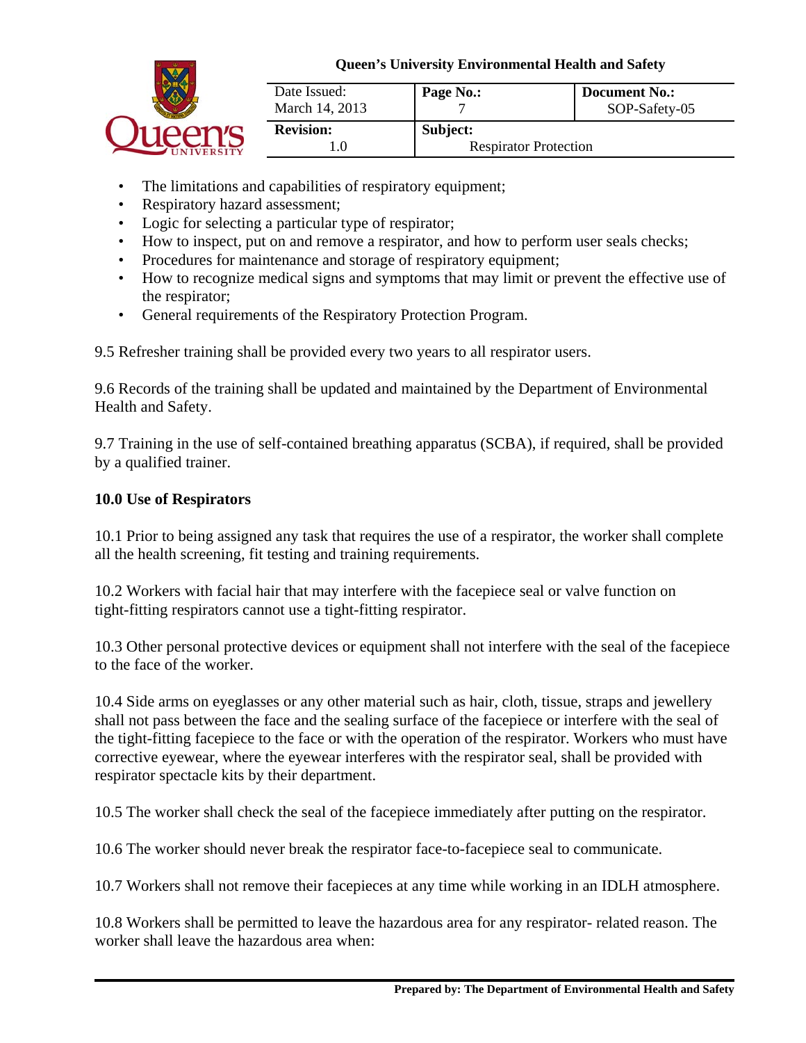- The limitations and capabilities of respiratory equipment;
- Respiratory hazard assessment;
- Logic for selecting a particular type of respirator;
- How to inspect, put on and remove a respirator, and how to perform user seals checks;
- Procedures for maintenance and storage of respiratory equipment;
- How to recognize medical signs and symptoms that may limit or prevent the effective use of the respirator;
- General requirements of the Respiratory Protection Program.

9.5 Refresher training shall be provided every two years to all respirator users.

9.6 Records of the training shall be updated and maintained by the Department of Environmental Health and Safety.

9.7 Training in the use of self-contained breathing apparatus (SCBA), if required, shall be provided by a qualified trainer.

**10.0 Use of Respirators**

10.1 Prior to being assigned any task that requires the use of a respirator, the worker shall complete all the health screening, fit testing and training requirements.

10.2 Workers with facial hair that may interfere with the facepiece seal or valve function on tight-fitting respirators cannot use a tight-fitting respirator.

10.3 Other personal protective devices or equipment shall not interfere with the seal of the facepiece to the face of the worker.

10.4 Side arms on eyeglasses or any other material such as hair, cloth, tissue, straps and jewellery shall not pass between the face and the sealing surface of the facepiece or interfere with the seal of the tight-fitting facepiece to the face or with the operation of the respirator. Workers who must have corrective eyewear, where the eyewear interferes with the respirator seal, shall be provided with respirator spectacle kits by their department.

10.5 The worker shall check the seal of the facepiece immediately after putting on the respirator.

10.6 The worker should never break the respirator face-to-facepiece seal to communicate.

10.7 Workers shall not remove their facepieces at any time while working in an IDLH atmosphere.

10.8 Workers shall be permitted to leave the hazardous area for any respirator- related reason. The worker shall leave the hazardous area when: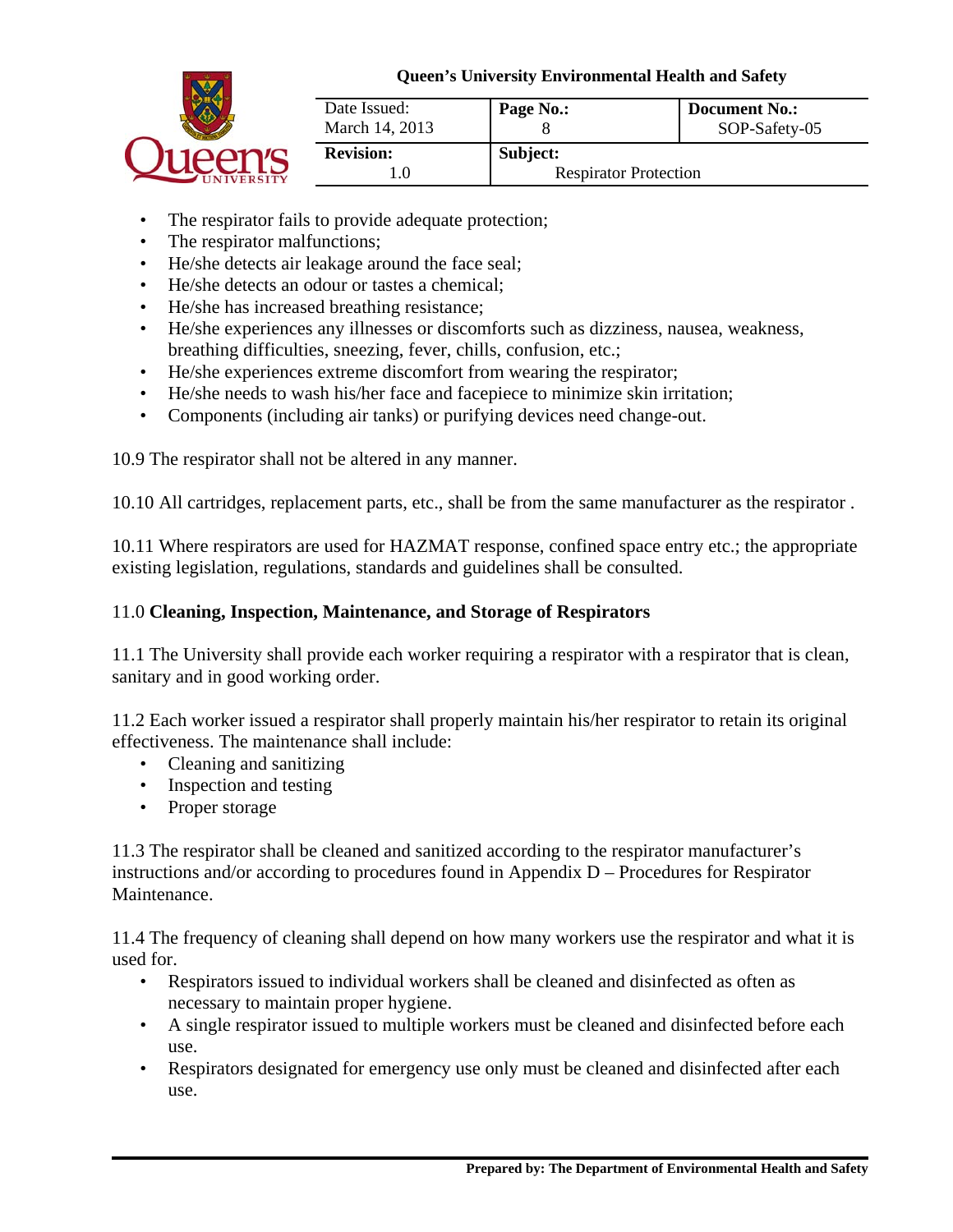- The respirator fails to provide adequate protection;
- The respirator malfunctions;
- He/she detects air leakage around the face seal;
- He/she detects an odour or tastes a chemical;
- He/she has increased breathing resistance;
- He/she experiences any illnesses or discomforts such as dizziness, nausea, weakness, breathing difficulties, sneezing, fever, chills, confusion, etc.;
- He/she experiences extreme discomfort from wearing the respirator;
- He/she needs to wash his/her face and facepiece to minimize skin irritation;
- Components (including air tanks) or purifying devices need change-out.

10.9 The respirator shall not be altered in any manner.

10.10 All cartridges, replacement parts, etc., shall be from the same manufacturer as the respirator .

10.11 Where respirators are used for HAZMAT response, confined space entry etc.; the appropriate existing legislation, regulations, standards and guidelines shall be consulted.

## 11.0 **Cleaning, Inspection, Maintenance, and Storage of Respirators**

11.1 The University shall provide each worker requiring a respirator with a respirator that is clean, sanitary and in good working order.

11.2 Each worker issued a respirator shall properly maintain his/her respirator to retain its original effectiveness. The maintenance shall include:

- Cleaning and sanitizing
- Inspection and testing
- Proper storage

11.3 The respirator shall be cleaned and sanitized according to the respirator manufacturer's instructions and/or according to procedures found in Appendix D – Procedures for Respirator Maintenance.

11.4 The frequency of cleaning shall depend on how many workers use the respirator and what it is used for.

- Respirators issued to individual workers shall be cleaned and disinfected as often as necessary to maintain proper hygiene.
- A single respirator issued to multiple workers must be cleaned and disinfected before each use.
- Respirators designated for emergency use only must be cleaned and disinfected after each use.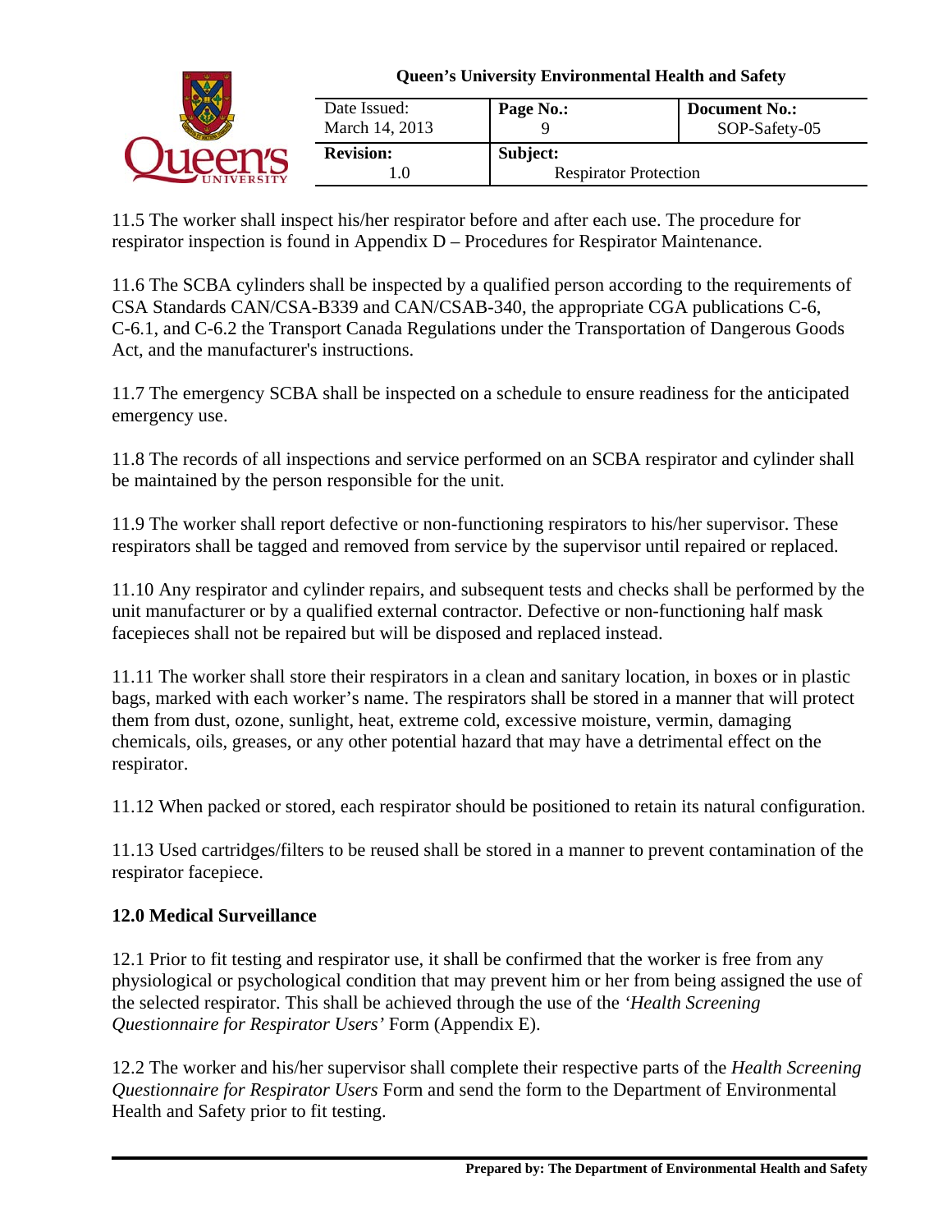11.5 The worker shall inspect his/her respirator before and after each use. The procedure for respirator inspection is found in Appendix D – Procedures for Respirator Maintenance.

11.6 The SCBA cylinders shall be inspected by a qualified person according to the requirements of CSA Standards CAN/CSA-B339 and CAN/CSAB-340, the appropriate CGA publications C-6, C-6.1, and C-6.2 the Transport Canada Regulations under the Transportation of Dangerous Goods Act, and the manufacturer's instructions.

11.7 The emergency SCBA shall be inspected on a schedule to ensure readiness for the anticipated emergency use.

11.8 The records of all inspections and service performed on an SCBA respirator and cylinder shall be maintained by the person responsible for the unit.

11.9 The worker shall report defective or non-functioning respirators to his/her supervisor. These respirators shall be tagged and removed from service by the supervisor until repaired or replaced.

11.10 Any respirator and cylinder repairs, and subsequent tests and checks shall be performed by the unit manufacturer or by a qualified external contractor. Defective or non-functioning half mask facepieces shall not be repaired but will be disposed and replaced instead.

11.11 The worker shall store their respirators in a clean and sanitary location, in boxes or in plastic bags, marked with each worker's name. The respirators shall be stored in a manner that will protect them from dust, ozone, sunlight, heat, extreme cold, excessive moisture, vermin, damaging chemicals, oils, greases, or any other potential hazard that may have a detrimental effect on the respirator.

11.12 When packed or stored, each respirator should be positioned to retain its natural configuration.

11.13 Used cartridges/filters to be reused shall be stored in a manner to prevent contamination of the respirator facepiece.

## 12.0 Medical Surveillance

12.1 Prior to fit testing and respirator use, it shall be confirmed that the worker is free from any physiological or psychological condition that may prevent him or her from being assigned the use of the selected respirator. This shall be achieved through the use of the *'Health Screening Questionnaire for Respirator Users'* Form (Appendix E).

12.2 The worker and his/her supervisor shall complete their respective parts of the *Health Screening Questionnaire for Respirator Users* Form and send the form to the Department of Environmental Health and Safety prior to fit testing.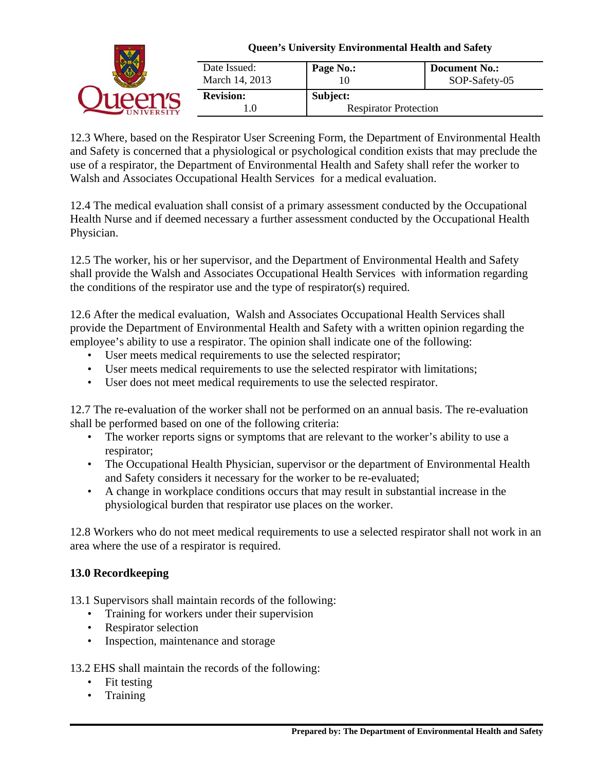12.3 Where, based on the Respirator User Screening Form, the Department of Environmental Health and Safety is concerned that a physiological or psychological condition exists that may preclude the use of a respirator, the Department of Environmental Health and Safety shall refer the worker to Walsh and Associates Occupational Health Services for a medical evaluation.

12.4 The medical evaluation shall consist of a primary assessment conducted by the Occupational Health Nurse and if deemed necessary a further assessment conducted by the Occupational Health Physician.

12.5 The worker, his or her supervisor, and the Department of Environmental Health and Safety shall provide the Walsh and Associates Occupational Health Services with information regarding the conditions of the respirator use and the type of respirator(s) required.

12.6 After the medical evaluation, Walsh and Associates Occupational Health Services shall provide the Department of Environmental Health and Safety with a written opinion regarding the employee's ability to use a respirator. The opinion shall indicate one of the following:

- User meets medical requirements to use the selected respirator;
- User meets medical requirements to use the selected respirator with limitations;
- User does not meet medical requirements to use the selected respirator.

12.7 The re-evaluation of the worker shall not be performed on an annual basis. The re-evaluation shall be performed based on one of the following criteria:

- The worker reports signs or symptoms that are relevant to the worker's ability to use a respirator;
- The Occupational Health Physician, supervisor or the department of Environmental Health and Safety considers it necessary for the worker to be re-evaluated;
- A change in workplace conditions occurs that may result in substantial increase in the physiological burden that respirator use places on the worker.

12.8 Workers who do not meet medical requirements to use a selected respirator shall not work in an area where the use of a respirator is required.

## 13.0 Recordkeeping

13.1 Supervisors shall maintain records of the following:

- Training for workers under their supervision
- Respirator selection
- Inspection, maintenance and storage

13.2 EHS shall maintain the records of the following:

- Fit testing
- Training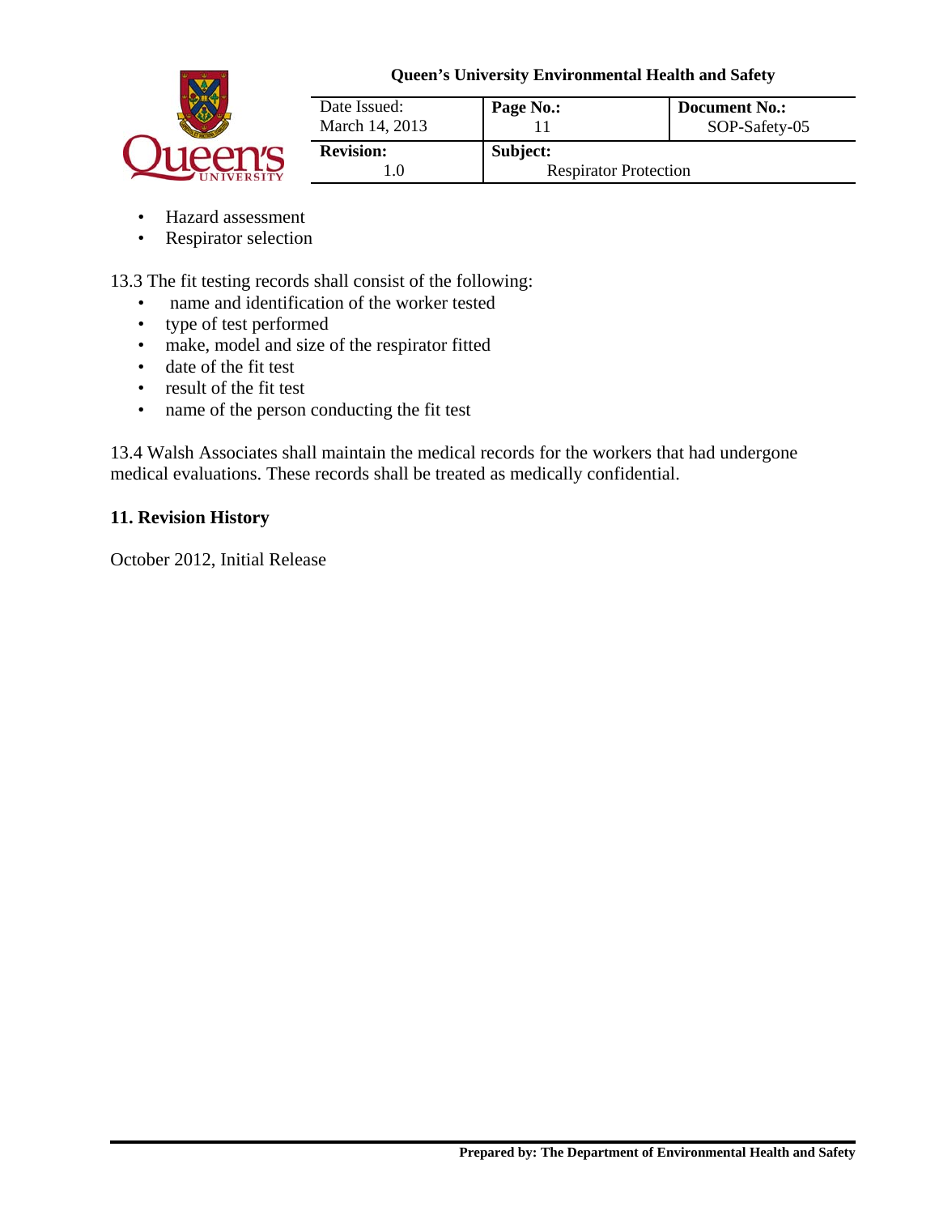- Hazard assessment
- Respirator selection

13.3 The fit testing records shall consist of the following:

- name and identification of the worker tested
- type of test performed
- make, model and size of the respirator fitted
- date of the fit test
- result of the fit test
- name of the person conducting the fit test

13.4 Walsh Associates shall maintain the medical records for the workers that had undergone medical evaluations. These records shall be treated as medically confidential.

**11. Revision History**

October 2012, Initial Release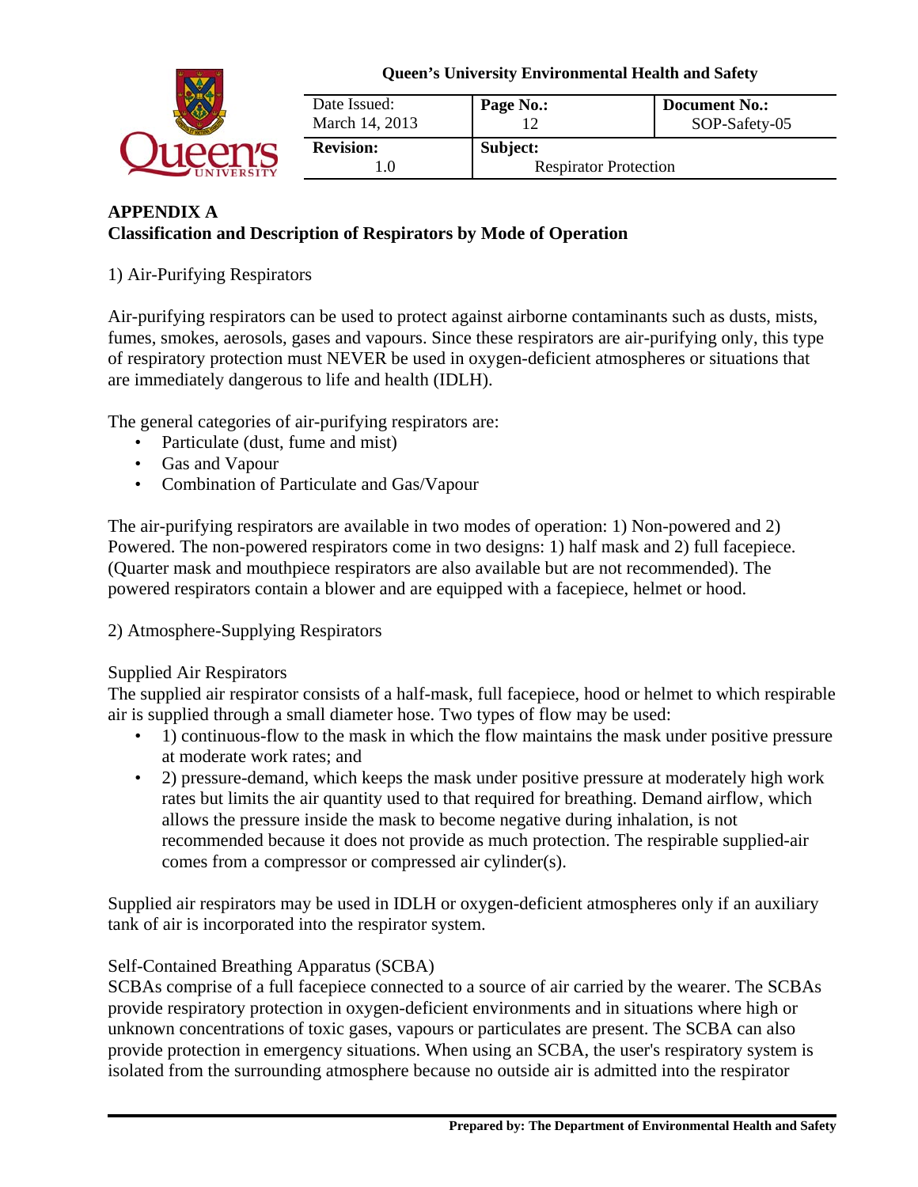## APPENDIX A
## Classification and Description of Respirators by Mode of Operation

1) Air-Purifying Respirators

Air-purifying respirators can be used to protect against airborne contaminants such as dusts, mists, fumes, smokes, aerosols, gases and vapours. Since these respirators are air-purifying only, this type of respiratory protection must NEVER be used in oxygen-deficient atmospheres or situations that are immediately dangerous to life and health (IDLH).

The general categories of air-purifying respirators are:

- Particulate (dust, fume and mist)
- Gas and Vapour
- Combination of Particulate and Gas/Vapour

The air-purifying respirators are available in two modes of operation: 1) Non-powered and 2) Powered. The non-powered respirators come in two designs: 1) half mask and 2) full facepiece. (Quarter mask and mouthpiece respirators are also available but are not recommended). The powered respirators contain a blower and are equipped with a facepiece, helmet or hood.

2) Atmosphere-Supplying Respirators

Supplied Air Respirators
The supplied air respirator consists of a half-mask, full facepiece, hood or helmet to which respirable air is supplied through a small diameter hose. Two types of flow may be used:

- 1) continuous-flow to the mask in which the flow maintains the mask under positive pressure at moderate work rates; and
- 2) pressure-demand, which keeps the mask under positive pressure at moderately high work rates but limits the air quantity used to that required for breathing. Demand airflow, which allows the pressure inside the mask to become negative during inhalation, is not recommended because it does not provide as much protection. The respirable supplied-air comes from a compressor or compressed air cylinder(s).

Supplied air respirators may be used in IDLH or oxygen-deficient atmospheres only if an auxiliary tank of air is incorporated into the respirator system.

Self-Contained Breathing Apparatus (SCBA)
SCBAs comprise of a full facepiece connected to a source of air carried by the wearer. The SCBAs provide respiratory protection in oxygen-deficient environments and in situations where high or unknown concentrations of toxic gases, vapours or particulates are present. The SCBA can also provide protection in emergency situations. When using an SCBA, the user's respiratory system is isolated from the surrounding atmosphere because no outside air is admitted into the respirator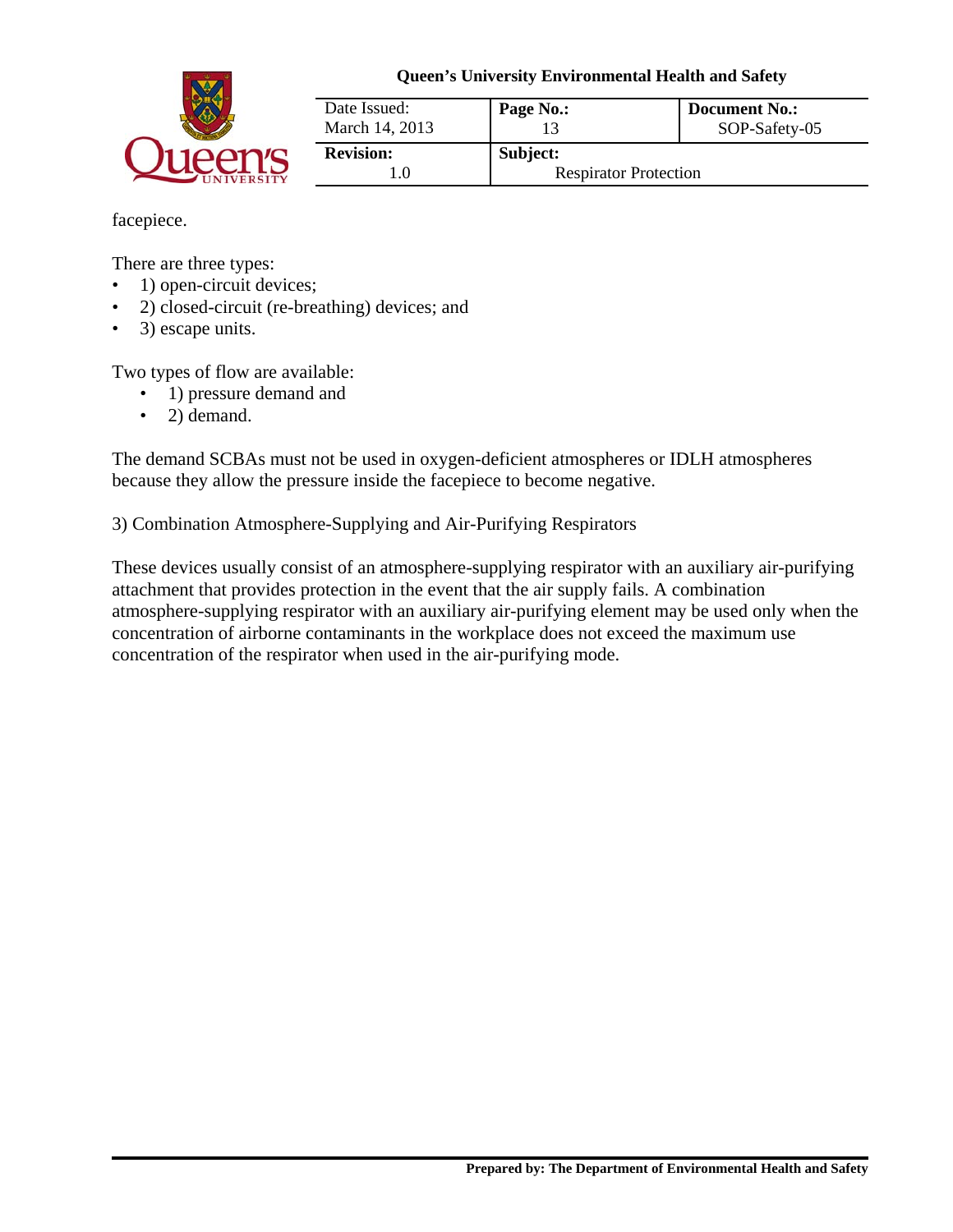facepiece.

There are three types:

- 1) open-circuit devices;
- 2) closed-circuit (re-breathing) devices; and
- 3) escape units.

Two types of flow are available:

- 1) pressure demand and
- 2) demand.

The demand SCBAs must not be used in oxygen-deficient atmospheres or IDLH atmospheres because they allow the pressure inside the facepiece to become negative.

3) Combination Atmosphere-Supplying and Air-Purifying Respirators

These devices usually consist of an atmosphere-supplying respirator with an auxiliary air-purifying attachment that provides protection in the event that the air supply fails. A combination atmosphere-supplying respirator with an auxiliary air-purifying element may be used only when the concentration of airborne contaminants in the workplace does not exceed the maximum use concentration of the respirator when used in the air-purifying mode.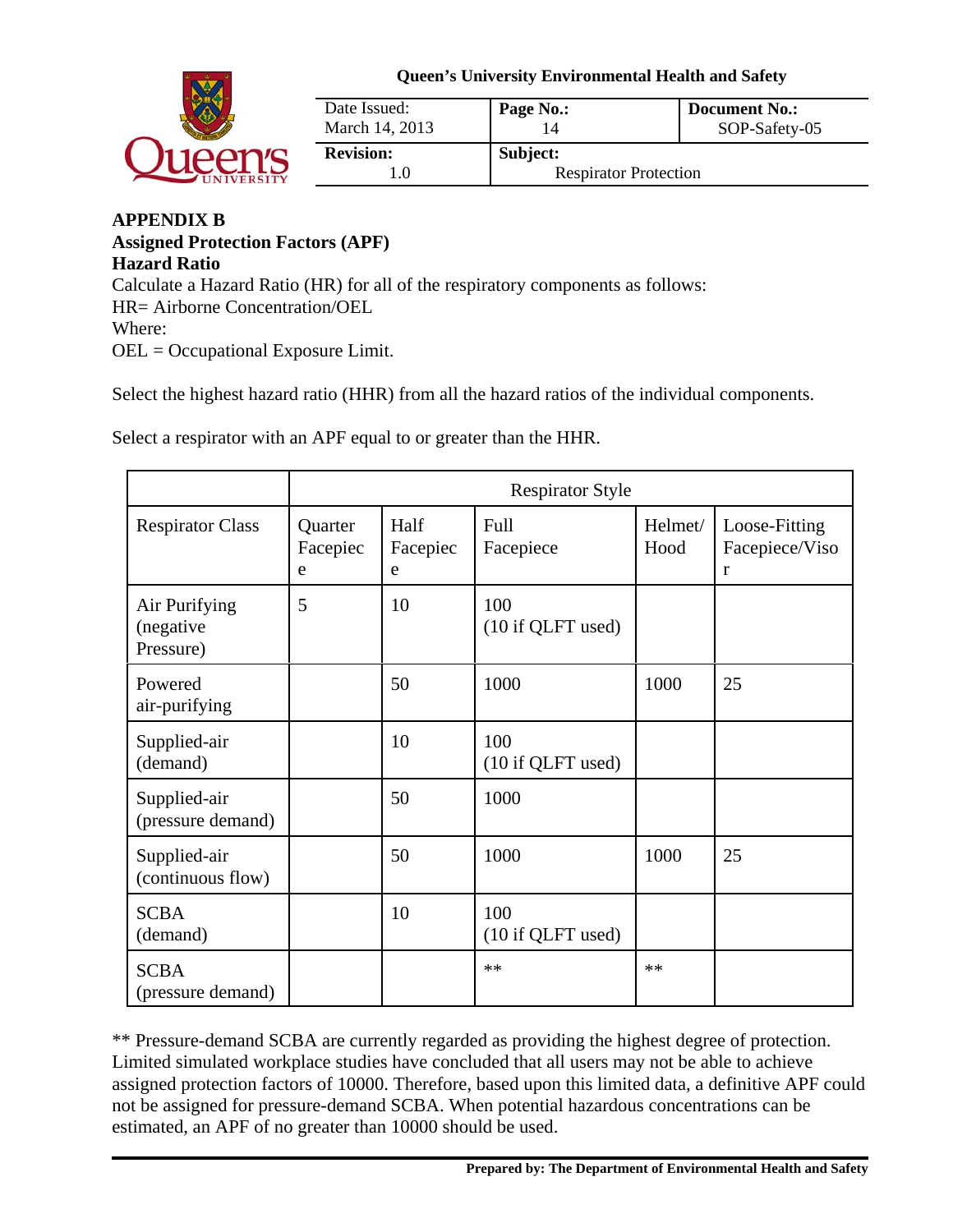## APPENDIX B

## Assigned Protection Factors (APF)

### Hazard Ratio

Calculate a Hazard Ratio (HR) for all of the respiratory components as follows:

HR= Airborne Concentration/OEL

Where:

OEL = Occupational Exposure Limit.

Select the highest hazard ratio (HHR) from all the hazard ratios of the individual components.

Select a respirator with an APF equal to or greater than the HHR.

| | Respirator Style | | | | |
|---|---|---|---|---|---|
| Respirator Class | Quarter Facepiece | Half Facepiece | Full Facepiece | Helmet/ Hood | Loose-Fitting Facepiece/Visor |
| Air Purifying (negative Pressure) | 5 | 10 | 100 (10 if QLFT used) | | |
| Powered air-purifying | | 50 | 1000 | 1000 | 25 |
| Supplied-air (demand) | | 10 | 100 (10 if QLFT used) | | |
| Supplied-air (pressure demand) | | 50 | 1000 | | |
| Supplied-air (continuous flow) | | 50 | 1000 | 1000 | 25 |
| SCBA (demand) | | 10 | 100 (10 if QLFT used) | | |
| SCBA (pressure demand) | | | ** | ** | |

** Pressure-demand SCBA are currently regarded as providing the highest degree of protection. Limited simulated workplace studies have concluded that all users may not be able to achieve assigned protection factors of 10000. Therefore, based upon this limited data, a definitive APF could not be assigned for pressure-demand SCBA. When potential hazardous concentrations can be estimated, an APF of no greater than 10000 should be used.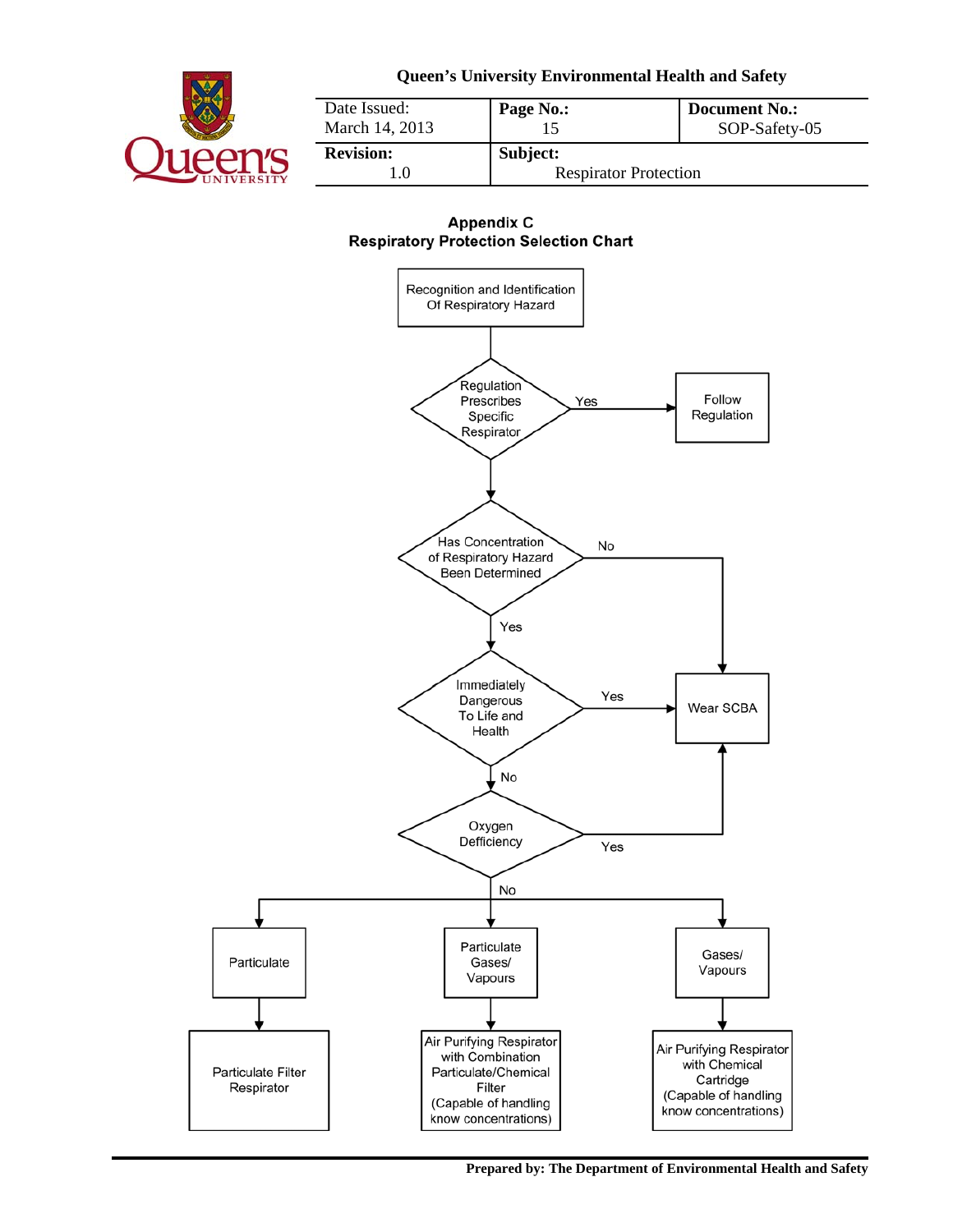## Appendix C
## Respiratory Protection Selection Chart

Recognition and Identification Of Respiratory Hazard

Regulation Prescribes Specific Respirator — Yes → Follow Regulation

Has Concentration of Respiratory Hazard Been Determined — No → Wear SCBA

Yes ↓

Immediately Dangerous To Life and Health — Yes → Wear SCBA

No ↓

Oxygen Deficiency — Yes → Wear SCBA

No ↓

- Particulate → Particulate Filter Respirator
- Particulate Gases/ Vapours → Air Purifying Respirator with Combination Particulate/Chemical Filter (Capable of handling know concentrations)
- Gases/ Vapours → Air Purifying Respirator with Chemical Cartridge (Capable of handling know concentrations)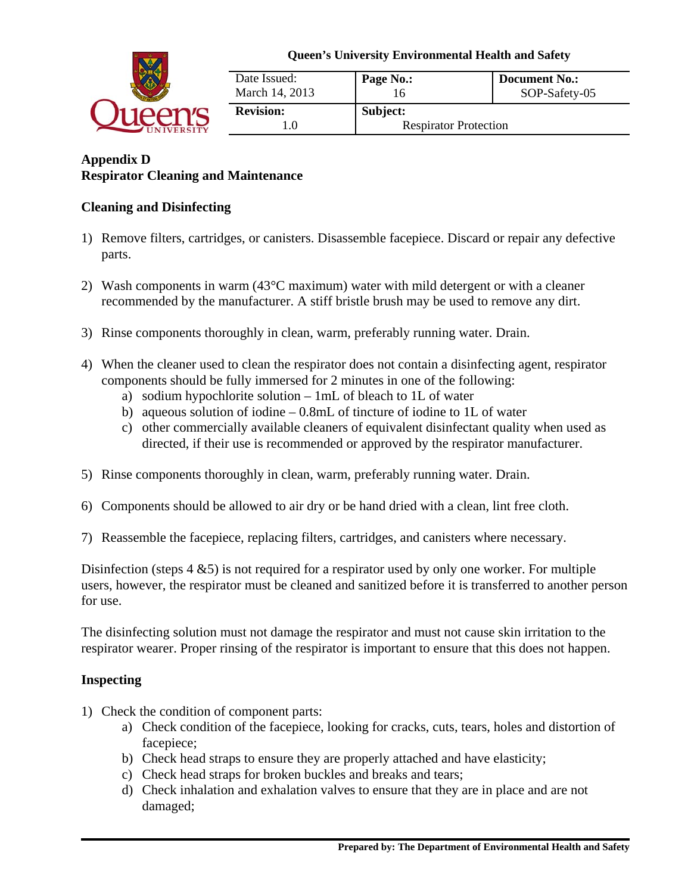# Appendix D
# Respirator Cleaning and Maintenance

## Cleaning and Disinfecting

1) Remove filters, cartridges, or canisters. Disassemble facepiece. Discard or repair any defective parts.

2) Wash components in warm (43°C maximum) water with mild detergent or with a cleaner recommended by the manufacturer. A stiff bristle brush may be used to remove any dirt.

3) Rinse components thoroughly in clean, warm, preferably running water. Drain.

4) When the cleaner used to clean the respirator does not contain a disinfecting agent, respirator components should be fully immersed for 2 minutes in one of the following:
   a) sodium hypochlorite solution – 1mL of bleach to 1L of water
   b) aqueous solution of iodine – 0.8mL of tincture of iodine to 1L of water
   c) other commercially available cleaners of equivalent disinfectant quality when used as directed, if their use is recommended or approved by the respirator manufacturer.

5) Rinse components thoroughly in clean, warm, preferably running water. Drain.

6) Components should be allowed to air dry or be hand dried with a clean, lint free cloth.

7) Reassemble the facepiece, replacing filters, cartridges, and canisters where necessary.

Disinfection (steps 4 &5) is not required for a respirator used by only one worker. For multiple users, however, the respirator must be cleaned and sanitized before it is transferred to another person for use.

The disinfecting solution must not damage the respirator and must not cause skin irritation to the respirator wearer. Proper rinsing of the respirator is important to ensure that this does not happen.

## Inspecting

1) Check the condition of component parts:
   a) Check condition of the facepiece, looking for cracks, cuts, tears, holes and distortion of facepiece;
   b) Check head straps to ensure they are properly attached and have elasticity;
   c) Check head straps for broken buckles and breaks and tears;
   d) Check inhalation and exhalation valves to ensure that they are in place and are not damaged;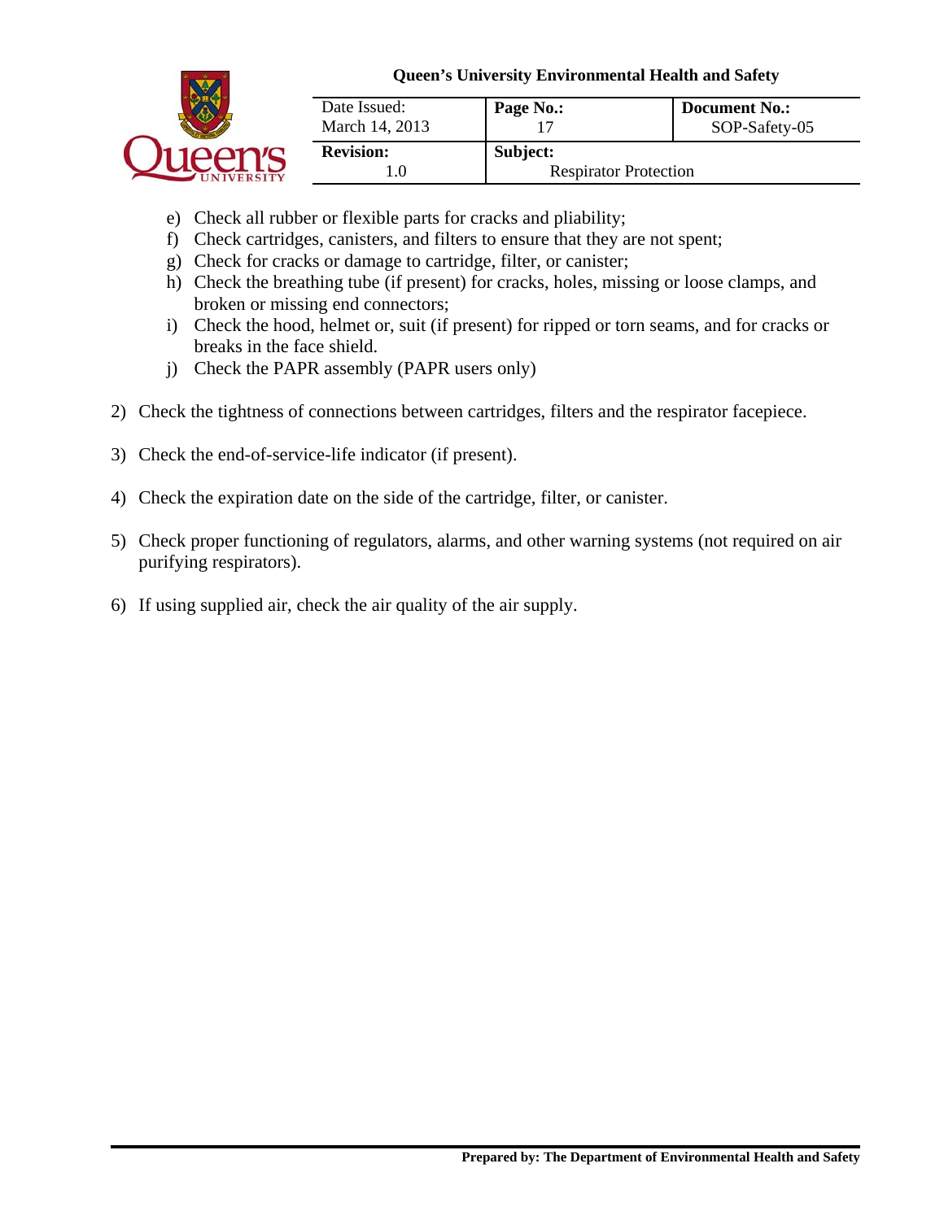e) Check all rubber or flexible parts for cracks and pliability;
f) Check cartridges, canisters, and filters to ensure that they are not spent;
g) Check for cracks or damage to cartridge, filter, or canister;
h) Check the breathing tube (if present) for cracks, holes, missing or loose clamps, and broken or missing end connectors;
i) Check the hood, helmet or, suit (if present) for ripped or torn seams, and for cracks or breaks in the face shield.
j) Check the PAPR assembly (PAPR users only)

2) Check the tightness of connections between cartridges, filters and the respirator facepiece.

3) Check the end-of-service-life indicator (if present).

4) Check the expiration date on the side of the cartridge, filter, or canister.

5) Check proper functioning of regulators, alarms, and other warning systems (not required on air purifying respirators).

6) If using supplied air, check the air quality of the air supply.